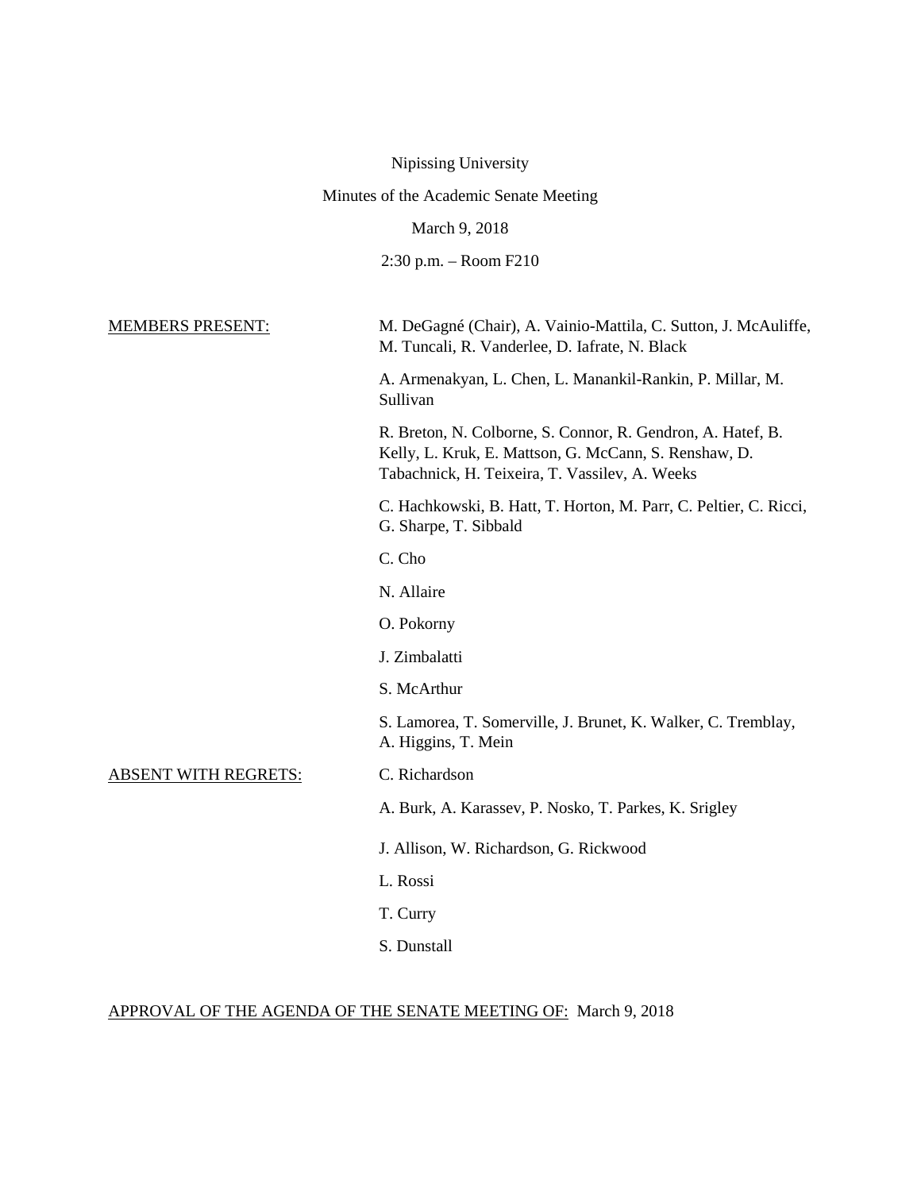Nipissing University

Minutes of the Academic Senate Meeting

March 9, 2018

2:30 p.m. – Room F210

MEMBERS PRESENT:

M. DeGagné (Chair), A. Vainio-Mattila, C. Sutton, J. McAuliffe, M. Tuncali, R. Vanderlee, D. Iafrate, N. Black

A. Armenakyan, L. Chen, L. Manankil-Rankin, P. Millar, M. Sullivan

R. Breton, N. Colborne, S. Connor, R. Gendron, A. Hatef, B. Kelly, L. Kruk, E. Mattson, G. McCann, S. Renshaw, D. Tabachnick, H. Teixeira, T. Vassilev, A. Weeks

C. Hachkowski, B. Hatt, T. Horton, M. Parr, C. Peltier, C. Ricci, G. Sharpe, T. Sibbald

C. Cho

N. Allaire

O. Pokorny

J. Zimbalatti

S. McArthur

S. Lamorea, T. Somerville, J. Brunet, K. Walker, C. Tremblay, A. Higgins, T. Mein

ABSENT WITH REGRETS:

C. Richardson

A. Burk, A. Karassev, P. Nosko, T. Parkes, K. Srigley

J. Allison, W. Richardson, G. Rickwood

L. Rossi

T. Curry

S. Dunstall

APPROVAL OF THE AGENDA OF THE SENATE MEETING OF: March 9, 2018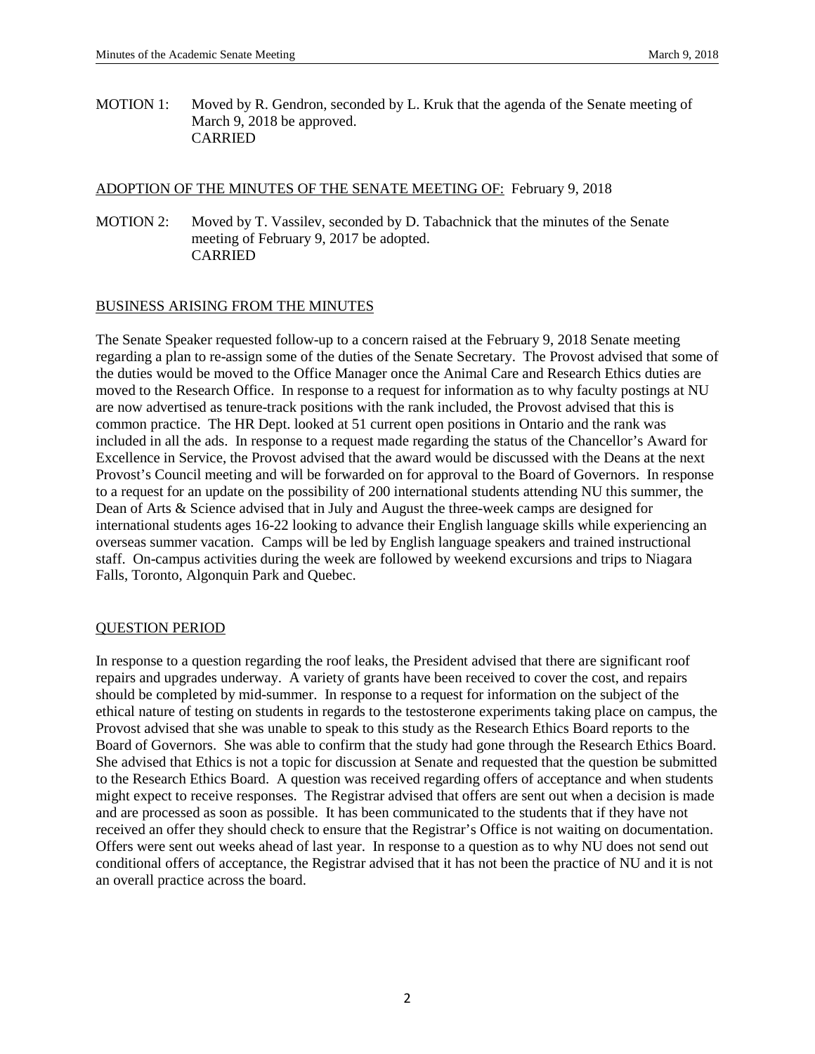MOTION 1: Moved by R. Gendron, seconded by L. Kruk that the agenda of the Senate meeting of March 9, 2018 be approved.
CARRIED

ADOPTION OF THE MINUTES OF THE SENATE MEETING OF: February 9, 2018

MOTION 2: Moved by T. Vassilev, seconded by D. Tabachnick that the minutes of the Senate meeting of February 9, 2017 be adopted.
CARRIED

BUSINESS ARISING FROM THE MINUTES

The Senate Speaker requested follow-up to a concern raised at the February 9, 2018 Senate meeting regarding a plan to re-assign some of the duties of the Senate Secretary. The Provost advised that some of the duties would be moved to the Office Manager once the Animal Care and Research Ethics duties are moved to the Research Office. In response to a request for information as to why faculty postings at NU are now advertised as tenure-track positions with the rank included, the Provost advised that this is common practice. The HR Dept. looked at 51 current open positions in Ontario and the rank was included in all the ads. In response to a request made regarding the status of the Chancellor's Award for Excellence in Service, the Provost advised that the award would be discussed with the Deans at the next Provost's Council meeting and will be forwarded on for approval to the Board of Governors. In response to a request for an update on the possibility of 200 international students attending NU this summer, the Dean of Arts & Science advised that in July and August the three-week camps are designed for international students ages 16-22 looking to advance their English language skills while experiencing an overseas summer vacation. Camps will be led by English language speakers and trained instructional staff. On-campus activities during the week are followed by weekend excursions and trips to Niagara Falls, Toronto, Algonquin Park and Quebec.

QUESTION PERIOD

In response to a question regarding the roof leaks, the President advised that there are significant roof repairs and upgrades underway. A variety of grants have been received to cover the cost, and repairs should be completed by mid-summer. In response to a request for information on the subject of the ethical nature of testing on students in regards to the testosterone experiments taking place on campus, the Provost advised that she was unable to speak to this study as the Research Ethics Board reports to the Board of Governors. She was able to confirm that the study had gone through the Research Ethics Board. She advised that Ethics is not a topic for discussion at Senate and requested that the question be submitted to the Research Ethics Board. A question was received regarding offers of acceptance and when students might expect to receive responses. The Registrar advised that offers are sent out when a decision is made and are processed as soon as possible. It has been communicated to the students that if they have not received an offer they should check to ensure that the Registrar's Office is not waiting on documentation. Offers were sent out weeks ahead of last year. In response to a question as to why NU does not send out conditional offers of acceptance, the Registrar advised that it has not been the practice of NU and it is not an overall practice across the board.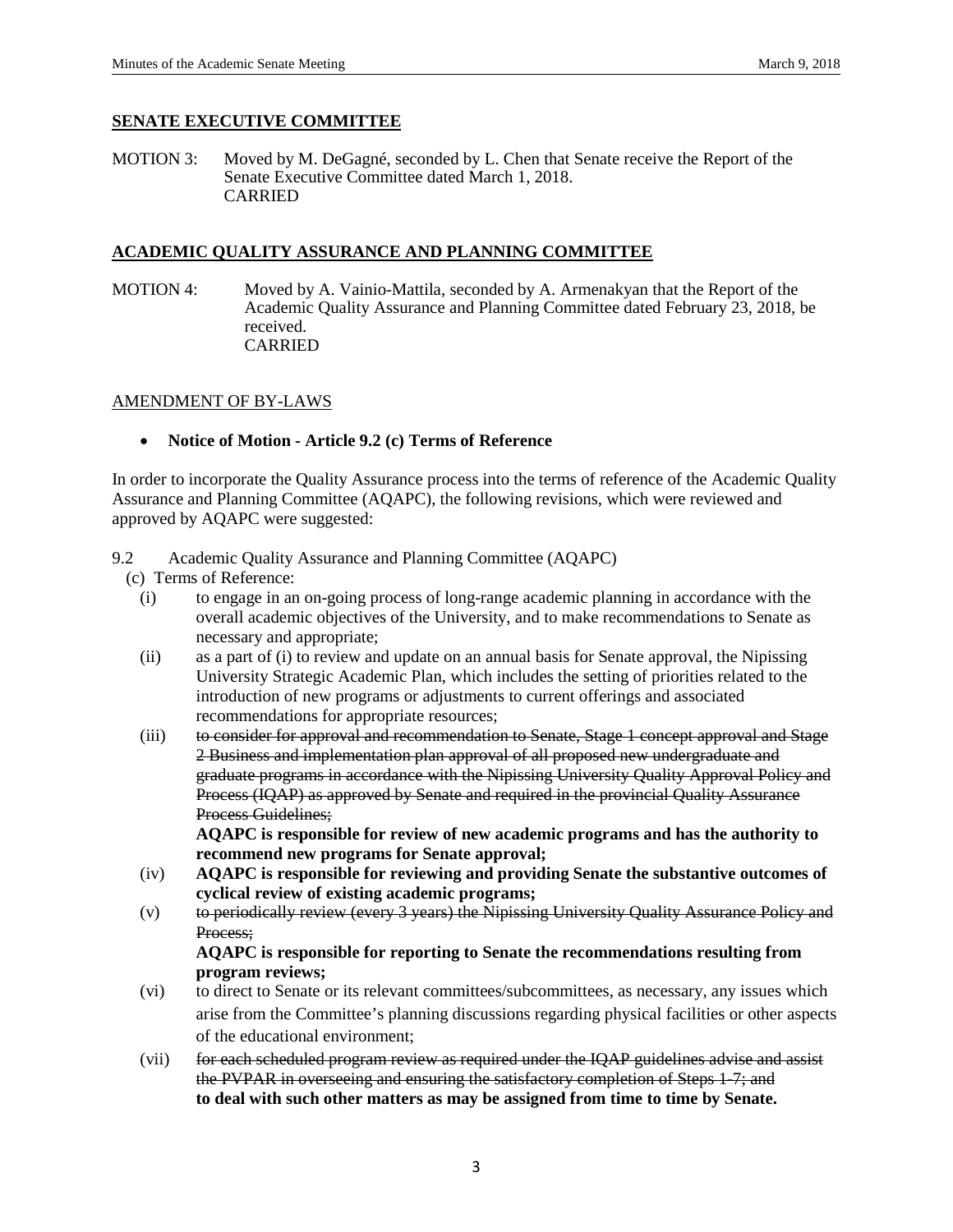## SENATE EXECUTIVE COMMITTEE

MOTION 3: Moved by M. DeGagné, seconded by L. Chen that Senate receive the Report of the Senate Executive Committee dated March 1, 2018.
CARRIED

## ACADEMIC QUALITY ASSURANCE AND PLANNING COMMITTEE

MOTION 4: Moved by A. Vainio-Mattila, seconded by A. Armenakyan that the Report of the Academic Quality Assurance and Planning Committee dated February 23, 2018, be received.
CARRIED

### AMENDMENT OF BY-LAWS

- **Notice of Motion - Article 9.2 (c) Terms of Reference**

In order to incorporate the Quality Assurance process into the terms of reference of the Academic Quality Assurance and Planning Committee (AQAPC), the following revisions, which were reviewed and approved by AQAPC were suggested:

9.2 Academic Quality Assurance and Planning Committee (AQAPC)

(c) Terms of Reference:

(i) to engage in an on-going process of long-range academic planning in accordance with the overall academic objectives of the University, and to make recommendations to Senate as necessary and appropriate;

(ii) as a part of (i) to review and update on an annual basis for Senate approval, the Nipissing University Strategic Academic Plan, which includes the setting of priorities related to the introduction of new programs or adjustments to current offerings and associated recommendations for appropriate resources;

(iii) ~~to consider for approval and recommendation to Senate, Stage 1 concept approval and Stage 2 Business and implementation plan approval of all proposed new undergraduate and graduate programs in accordance with the Nipissing University Quality Approval Policy and Process (IQAP) as approved by Senate and required in the provincial Quality Assurance Process Guidelines;~~
**AQAPC is responsible for review of new academic programs and has the authority to recommend new programs for Senate approval;**

(iv) **AQAPC is responsible for reviewing and providing Senate the substantive outcomes of cyclical review of existing academic programs;**

(v) ~~to periodically review (every 3 years) the Nipissing University Quality Assurance Policy and Process;~~
**AQAPC is responsible for reporting to Senate the recommendations resulting from program reviews;**

(vi) to direct to Senate or its relevant committees/subcommittees, as necessary, any issues which arise from the Committee's planning discussions regarding physical facilities or other aspects of the educational environment;

(vii) ~~for each scheduled program review as required under the IQAP guidelines advise and assist the PVPAR in overseeing and ensuring the satisfactory completion of Steps 1-7; and~~
**to deal with such other matters as may be assigned from time to time by Senate.**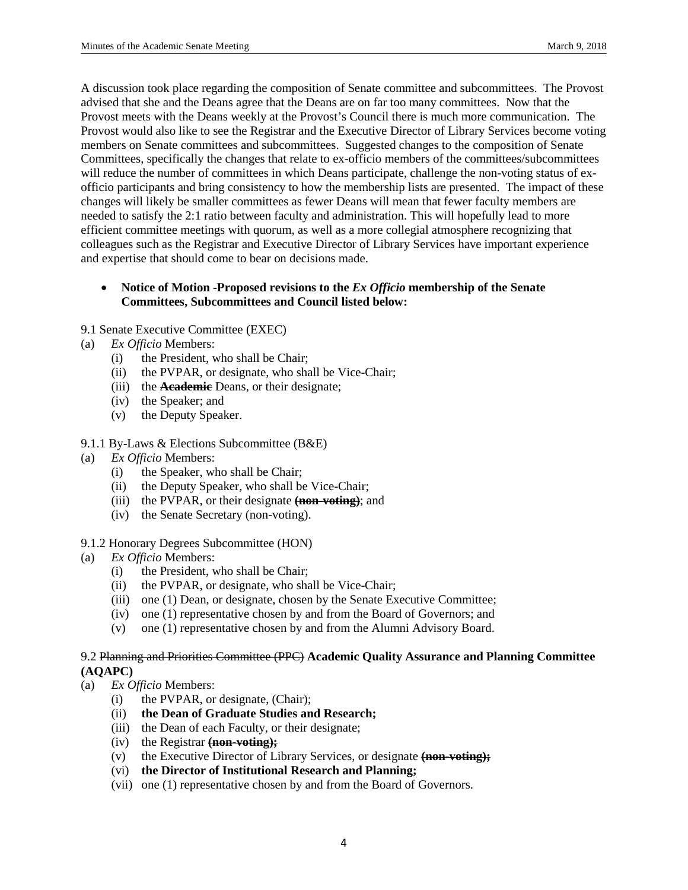A discussion took place regarding the composition of Senate committee and subcommittees. The Provost advised that she and the Deans agree that the Deans are on far too many committees. Now that the Provost meets with the Deans weekly at the Provost's Council there is much more communication. The Provost would also like to see the Registrar and the Executive Director of Library Services become voting members on Senate committees and subcommittees. Suggested changes to the composition of Senate Committees, specifically the changes that relate to ex-officio members of the committees/subcommittees will reduce the number of committees in which Deans participate, challenge the non-voting status of ex-officio participants and bring consistency to how the membership lists are presented. The impact of these changes will likely be smaller committees as fewer Deans will mean that fewer faculty members are needed to satisfy the 2:1 ratio between faculty and administration. This will hopefully lead to more efficient committee meetings with quorum, as well as a more collegial atmosphere recognizing that colleagues such as the Registrar and Executive Director of Library Services have important experience and expertise that should come to bear on decisions made.

- **Notice of Motion -Proposed revisions to the *Ex Officio* membership of the Senate Committees, Subcommittees and Council listed below:**

9.1 Senate Executive Committee (EXEC)

(a) *Ex Officio* Members:
  - (i) the President, who shall be Chair;
  - (ii) the PVPAR, or designate, who shall be Vice-Chair;
  - (iii) the ~~**Academic**~~ Deans, or their designate;
  - (iv) the Speaker; and
  - (v) the Deputy Speaker.

9.1.1 By-Laws & Elections Subcommittee (B&E)

(a) *Ex Officio* Members:
  - (i) the Speaker, who shall be Chair;
  - (ii) the Deputy Speaker, who shall be Vice-Chair;
  - (iii) the PVPAR, or their designate ~~**(non-voting)**~~; and
  - (iv) the Senate Secretary (non-voting).

9.1.2 Honorary Degrees Subcommittee (HON)

(a) *Ex Officio* Members:
  - (i) the President, who shall be Chair;
  - (ii) the PVPAR, or designate, who shall be Vice-Chair;
  - (iii) one (1) Dean, or designate, chosen by the Senate Executive Committee;
  - (iv) one (1) representative chosen by and from the Board of Governors; and
  - (v) one (1) representative chosen by and from the Alumni Advisory Board.

9.2 ~~Planning and Priorities Committee (PPC)~~ **Academic Quality Assurance and Planning Committee (AQAPC)**

(a) *Ex Officio* Members:
  - (i) the PVPAR, or designate, (Chair);
  - (ii) **the Dean of Graduate Studies and Research;**
  - (iii) the Dean of each Faculty, or their designate;
  - (iv) the Registrar ~~**(non-voting);**~~
  - (v) the Executive Director of Library Services, or designate ~~**(non-voting);**~~
  - (vi) **the Director of Institutional Research and Planning;**
  - (vii) one (1) representative chosen by and from the Board of Governors.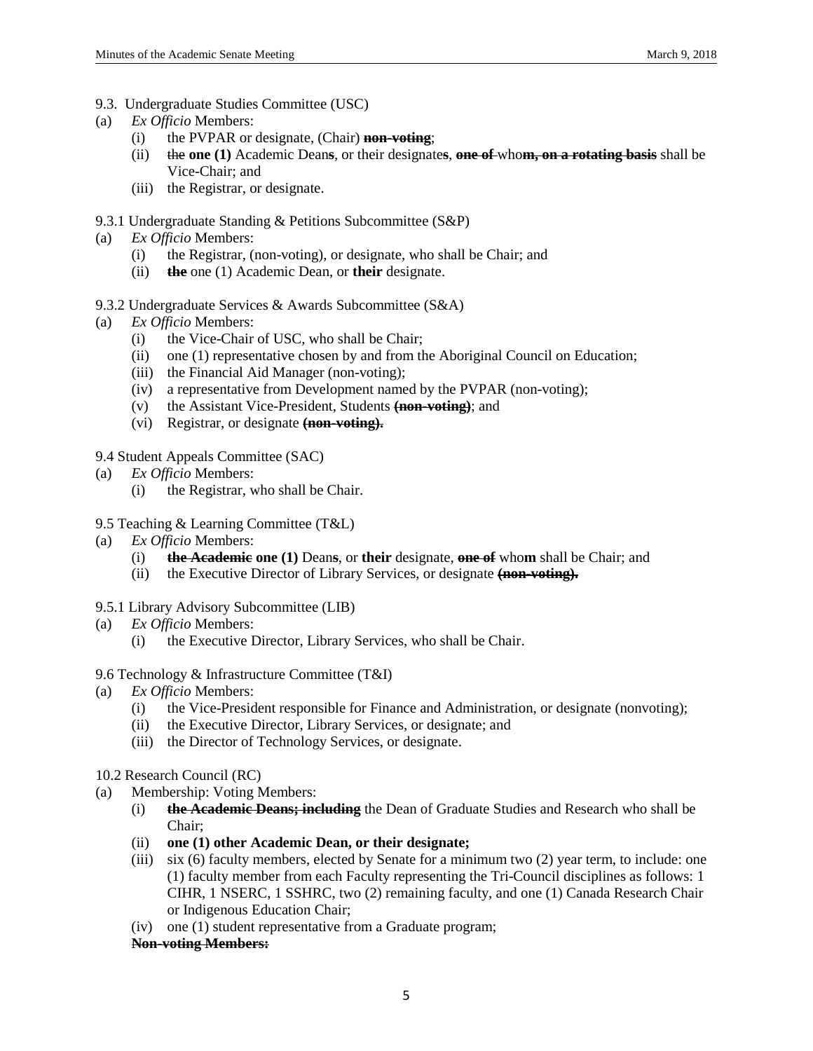9.3. Undergraduate Studies Committee (USC)

(a) *Ex Officio* Members:

- (i) the PVPAR or designate, (Chair) ~~**non-voting**~~;
- (ii) ~~the~~ **one (1)** Academic Dean**s**, or their designate**s**, ~~**one of**~~ who~~**m, on a rotating basis**~~ shall be Vice-Chair; and
- (iii) the Registrar, or designate.

9.3.1 Undergraduate Standing & Petitions Subcommittee (S&P)

(a) *Ex Officio* Members:

- (i) the Registrar, (non-voting), or designate, who shall be Chair; and
- (ii) ~~**the**~~ one (1) Academic Dean, or **their** designate.

9.3.2 Undergraduate Services & Awards Subcommittee (S&A)

(a) *Ex Officio* Members:

- (i) the Vice-Chair of USC, who shall be Chair;
- (ii) one (1) representative chosen by and from the Aboriginal Council on Education;
- (iii) the Financial Aid Manager (non-voting);
- (iv) a representative from Development named by the PVPAR (non-voting);
- (v) the Assistant Vice-President, Students ~~**(non-voting)**~~; and
- (vi) Registrar, or designate ~~**(non-voting).**~~

9.4 Student Appeals Committee (SAC)

(a) *Ex Officio* Members:

- (i) the Registrar, who shall be Chair.

9.5 Teaching & Learning Committee (T&L)

(a) *Ex Officio* Members:

- (i) ~~**the Academic**~~ **one (1)** Dean**s**, or **their** designate, ~~**one of**~~ who**m** shall be Chair; and
- (ii) the Executive Director of Library Services, or designate ~~**(non-voting).**~~

9.5.1 Library Advisory Subcommittee (LIB)

(a) *Ex Officio* Members:

- (i) the Executive Director, Library Services, who shall be Chair.

9.6 Technology & Infrastructure Committee (T&I)

(a) *Ex Officio* Members:

- (i) the Vice-President responsible for Finance and Administration, or designate (nonvoting);
- (ii) the Executive Director, Library Services, or designate; and
- (iii) the Director of Technology Services, or designate.

10.2 Research Council (RC)

(a) Membership: Voting Members:

- (i) ~~**the Academic Deans; including**~~ the Dean of Graduate Studies and Research who shall be Chair;
- (ii) **one (1) other Academic Dean, or their designate;**
- (iii) six (6) faculty members, elected by Senate for a minimum two (2) year term, to include: one (1) faculty member from each Faculty representing the Tri-Council disciplines as follows: 1 CIHR, 1 NSERC, 1 SSHRC, two (2) remaining faculty, and one (1) Canada Research Chair or Indigenous Education Chair;
- (iv) one (1) student representative from a Graduate program;

~~**Non-voting Members:**~~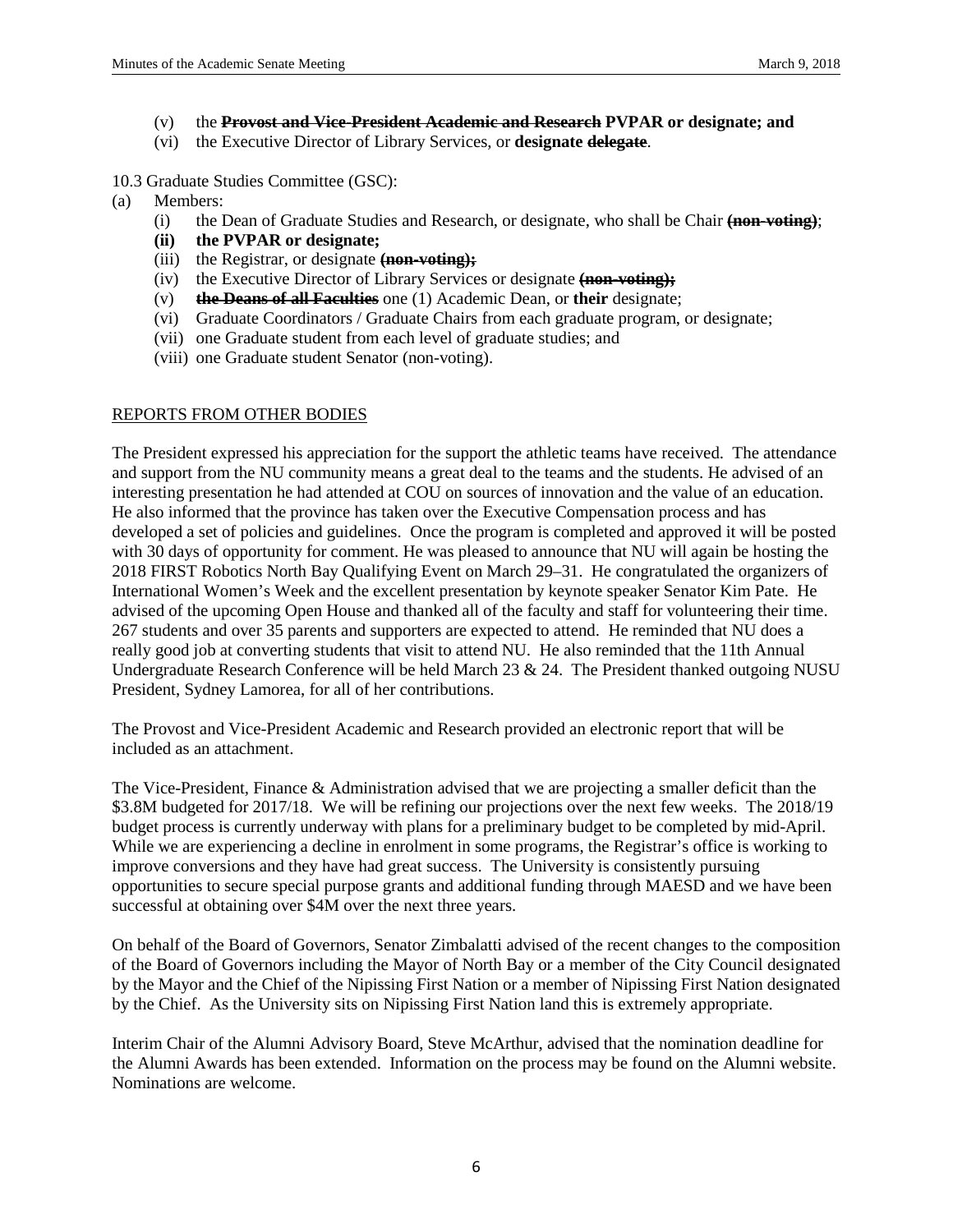(v) the ~~**Provost and Vice-President Academic and Research**~~ **PVPAR or designate; and**
(vi) the Executive Director of Library Services, or **designate** ~~**delegate**~~.

10.3 Graduate Studies Committee (GSC):

(a) Members:
   (i) the Dean of Graduate Studies and Research, or designate, who shall be Chair ~~**(non-voting)**~~;
   **(ii) the PVPAR or designate;**
   (iii) the Registrar, or designate ~~**(non-voting);**~~
   (iv) the Executive Director of Library Services or designate ~~**(non-voting);**~~
   (v) ~~**the Deans of all Faculties**~~ one (1) Academic Dean, or **their** designate;
   (vi) Graduate Coordinators / Graduate Chairs from each graduate program, or designate;
   (vii) one Graduate student from each level of graduate studies; and
   (viii) one Graduate student Senator (non-voting).

<u>REPORTS FROM OTHER BODIES</u>

The President expressed his appreciation for the support the athletic teams have received. The attendance and support from the NU community means a great deal to the teams and the students. He advised of an interesting presentation he had attended at COU on sources of innovation and the value of an education. He also informed that the province has taken over the Executive Compensation process and has developed a set of policies and guidelines. Once the program is completed and approved it will be posted with 30 days of opportunity for comment. He was pleased to announce that NU will again be hosting the 2018 FIRST Robotics North Bay Qualifying Event on March 29–31. He congratulated the organizers of International Women's Week and the excellent presentation by keynote speaker Senator Kim Pate. He advised of the upcoming Open House and thanked all of the faculty and staff for volunteering their time. 267 students and over 35 parents and supporters are expected to attend. He reminded that NU does a really good job at converting students that visit to attend NU. He also reminded that the 11th Annual Undergraduate Research Conference will be held March 23 & 24. The President thanked outgoing NUSU President, Sydney Lamorea, for all of her contributions.

The Provost and Vice-President Academic and Research provided an electronic report that will be included as an attachment.

The Vice-President, Finance & Administration advised that we are projecting a smaller deficit than the $3.8M budgeted for 2017/18. We will be refining our projections over the next few weeks. The 2018/19 budget process is currently underway with plans for a preliminary budget to be completed by mid-April. While we are experiencing a decline in enrolment in some programs, the Registrar's office is working to improve conversions and they have had great success. The University is consistently pursuing opportunities to secure special purpose grants and additional funding through MAESD and we have been successful at obtaining over $4M over the next three years.

On behalf of the Board of Governors, Senator Zimbalatti advised of the recent changes to the composition of the Board of Governors including the Mayor of North Bay or a member of the City Council designated by the Mayor and the Chief of the Nipissing First Nation or a member of Nipissing First Nation designated by the Chief. As the University sits on Nipissing First Nation land this is extremely appropriate.

Interim Chair of the Alumni Advisory Board, Steve McArthur, advised that the nomination deadline for the Alumni Awards has been extended. Information on the process may be found on the Alumni website. Nominations are welcome.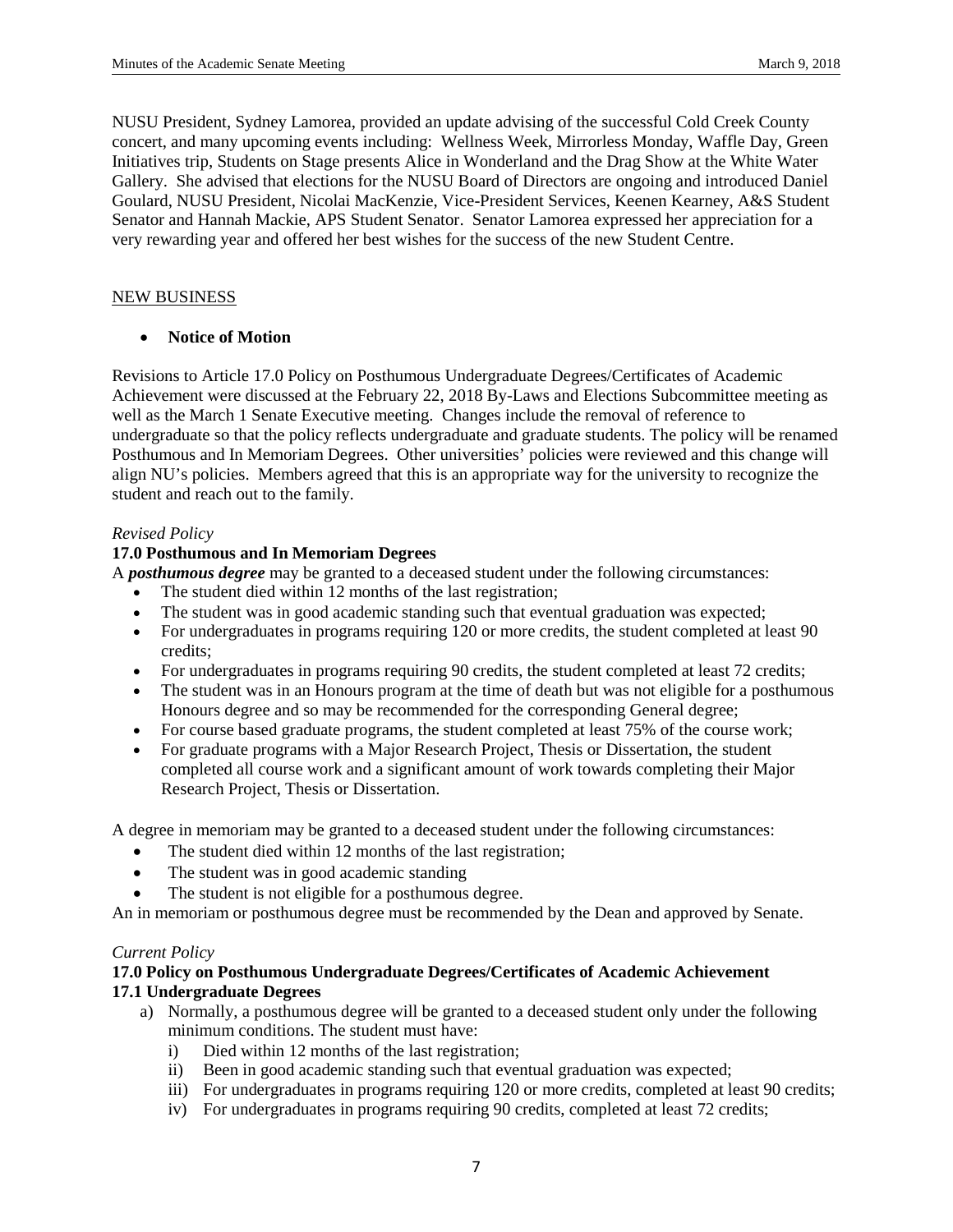NUSU President, Sydney Lamorea, provided an update advising of the successful Cold Creek County concert, and many upcoming events including: Wellness Week, Mirrorless Monday, Waffle Day, Green Initiatives trip, Students on Stage presents Alice in Wonderland and the Drag Show at the White Water Gallery. She advised that elections for the NUSU Board of Directors are ongoing and introduced Daniel Goulard, NUSU President, Nicolai MacKenzie, Vice-President Services, Keenen Kearney, A&S Student Senator and Hannah Mackie, APS Student Senator. Senator Lamorea expressed her appreciation for a very rewarding year and offered her best wishes for the success of the new Student Centre.

## NEW BUSINESS

- **Notice of Motion**

Revisions to Article 17.0 Policy on Posthumous Undergraduate Degrees/Certificates of Academic Achievement were discussed at the February 22, 2018 By-Laws and Elections Subcommittee meeting as well as the March 1 Senate Executive meeting. Changes include the removal of reference to undergraduate so that the policy reflects undergraduate and graduate students. The policy will be renamed Posthumous and In Memoriam Degrees. Other universities' policies were reviewed and this change will align NU's policies. Members agreed that this is an appropriate way for the university to recognize the student and reach out to the family.

*Revised Policy*

**17.0 Posthumous and In Memoriam Degrees**

A ***posthumous degree*** may be granted to a deceased student under the following circumstances:

- The student died within 12 months of the last registration;
- The student was in good academic standing such that eventual graduation was expected;
- For undergraduates in programs requiring 120 or more credits, the student completed at least 90 credits;
- For undergraduates in programs requiring 90 credits, the student completed at least 72 credits;
- The student was in an Honours program at the time of death but was not eligible for a posthumous Honours degree and so may be recommended for the corresponding General degree;
- For course based graduate programs, the student completed at least 75% of the course work;
- For graduate programs with a Major Research Project, Thesis or Dissertation, the student completed all course work and a significant amount of work towards completing their Major Research Project, Thesis or Dissertation.

A degree in memoriam may be granted to a deceased student under the following circumstances:

- The student died within 12 months of the last registration;
- The student was in good academic standing
- The student is not eligible for a posthumous degree.

An in memoriam or posthumous degree must be recommended by the Dean and approved by Senate.

*Current Policy*

**17.0 Policy on Posthumous Undergraduate Degrees/Certificates of Academic Achievement**

**17.1 Undergraduate Degrees**

a) Normally, a posthumous degree will be granted to a deceased student only under the following minimum conditions. The student must have:

   i) Died within 12 months of the last registration;

   ii) Been in good academic standing such that eventual graduation was expected;

   iii) For undergraduates in programs requiring 120 or more credits, completed at least 90 credits;

   iv) For undergraduates in programs requiring 90 credits, completed at least 72 credits;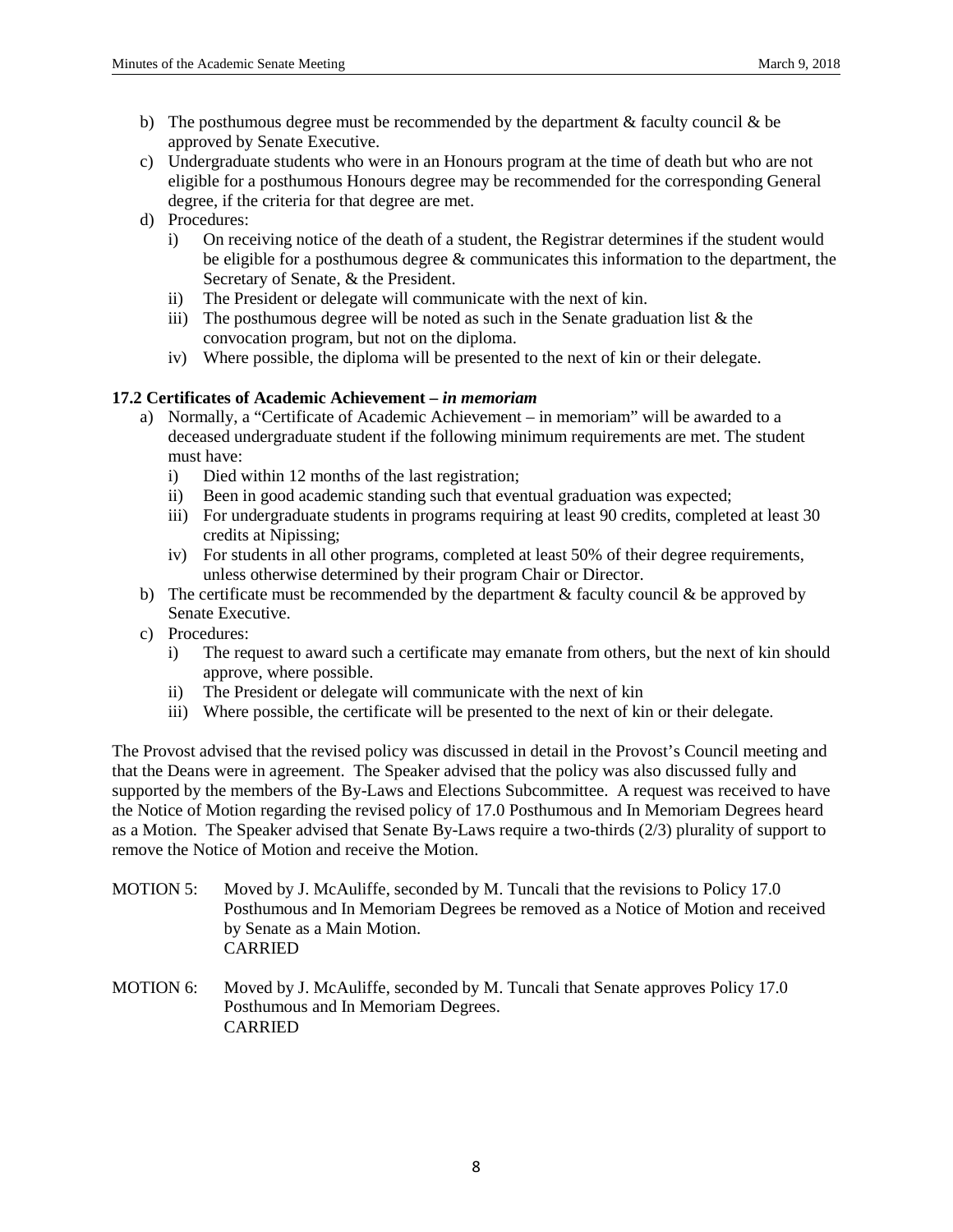b) The posthumous degree must be recommended by the department & faculty council & be approved by Senate Executive.
c) Undergraduate students who were in an Honours program at the time of death but who are not eligible for a posthumous Honours degree may be recommended for the corresponding General degree, if the criteria for that degree are met.
d) Procedures:
   i) On receiving notice of the death of a student, the Registrar determines if the student would be eligible for a posthumous degree & communicates this information to the department, the Secretary of Senate, & the President.
   ii) The President or delegate will communicate with the next of kin.
   iii) The posthumous degree will be noted as such in the Senate graduation list & the convocation program, but not on the diploma.
   iv) Where possible, the diploma will be presented to the next of kin or their delegate.

**17.2 Certificates of Academic Achievement – *in memoriam***

a) Normally, a "Certificate of Academic Achievement – in memoriam" will be awarded to a deceased undergraduate student if the following minimum requirements are met. The student must have:
   i) Died within 12 months of the last registration;
   ii) Been in good academic standing such that eventual graduation was expected;
   iii) For undergraduate students in programs requiring at least 90 credits, completed at least 30 credits at Nipissing;
   iv) For students in all other programs, completed at least 50% of their degree requirements, unless otherwise determined by their program Chair or Director.
b) The certificate must be recommended by the department & faculty council & be approved by Senate Executive.
c) Procedures:
   i) The request to award such a certificate may emanate from others, but the next of kin should approve, where possible.
   ii) The President or delegate will communicate with the next of kin
   iii) Where possible, the certificate will be presented to the next of kin or their delegate.

The Provost advised that the revised policy was discussed in detail in the Provost's Council meeting and that the Deans were in agreement. The Speaker advised that the policy was also discussed fully and supported by the members of the By-Laws and Elections Subcommittee. A request was received to have the Notice of Motion regarding the revised policy of 17.0 Posthumous and In Memoriam Degrees heard as a Motion. The Speaker advised that Senate By-Laws require a two-thirds (2/3) plurality of support to remove the Notice of Motion and receive the Motion.

MOTION 5: Moved by J. McAuliffe, seconded by M. Tuncali that the revisions to Policy 17.0 Posthumous and In Memoriam Degrees be removed as a Notice of Motion and received by Senate as a Main Motion.
CARRIED

MOTION 6: Moved by J. McAuliffe, seconded by M. Tuncali that Senate approves Policy 17.0 Posthumous and In Memoriam Degrees.
CARRIED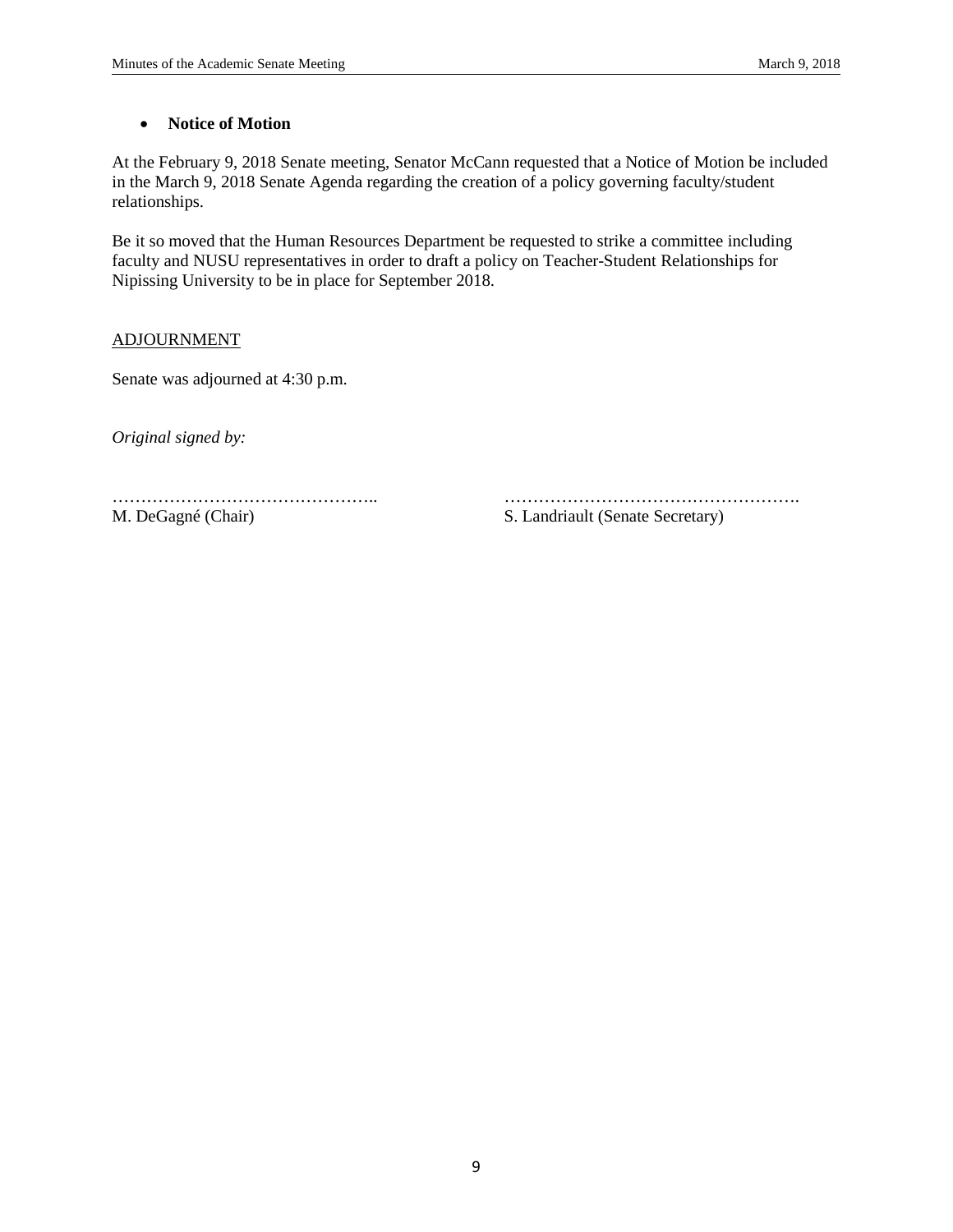- **Notice of Motion**

At the February 9, 2018 Senate meeting, Senator McCann requested that a Notice of Motion be included in the March 9, 2018 Senate Agenda regarding the creation of a policy governing faculty/student relationships.

Be it so moved that the Human Resources Department be requested to strike a committee including faculty and NUSU representatives in order to draft a policy on Teacher-Student Relationships for Nipissing University to be in place for September 2018.

<u>ADJOURNMENT</u>

Senate was adjourned at 4:30 p.m.

*Original signed by:*

| | |
|---|---|
| ……………………………………….. | ……………………………………………. |
| M. DeGagné (Chair) | S. Landriault (Senate Secretary) |